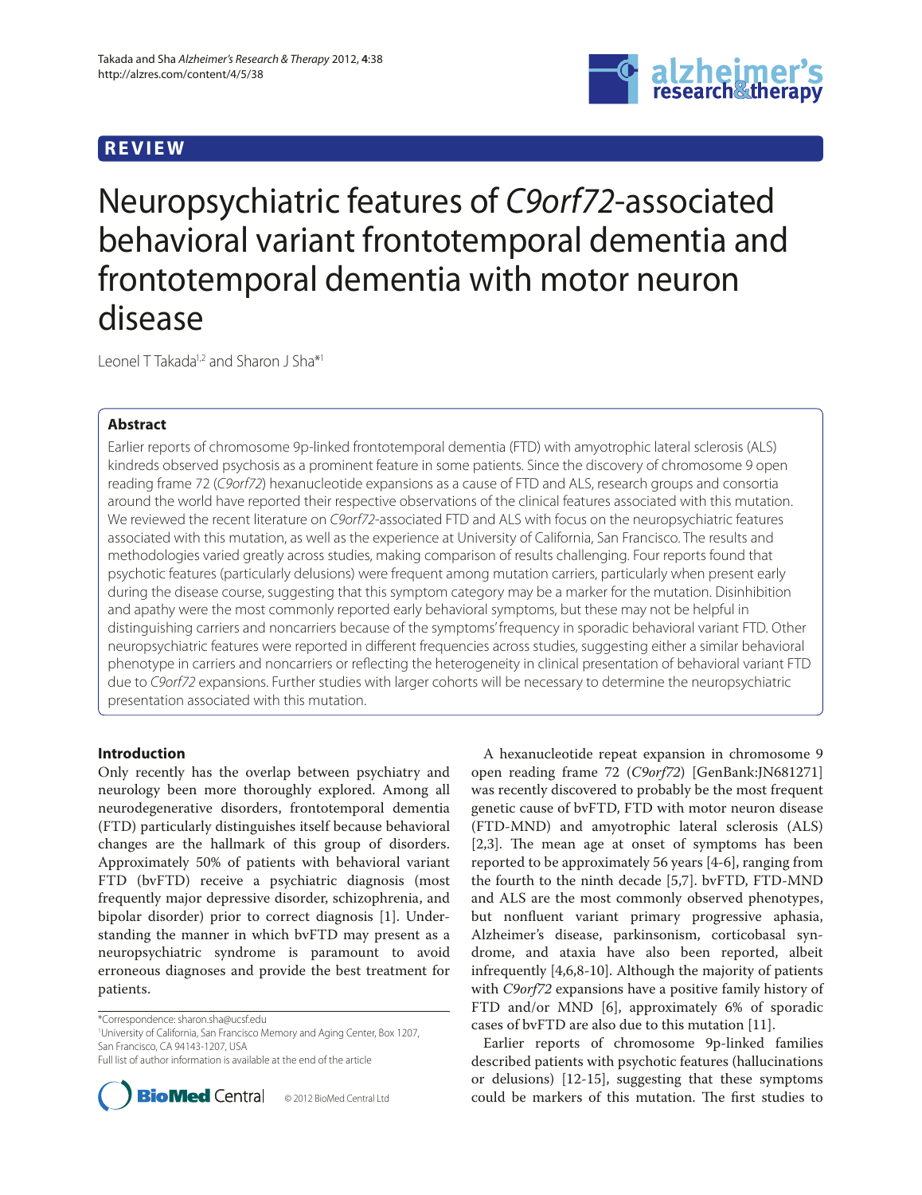REVIEW

# Neuropsychiatric features of *C9orf72*-associated behavioral variant frontotemporal dementia and frontotemporal dementia with motor neuron disease

Leonel T Takada[1,2] and Sharon J Sha*[1]

## Abstract

Earlier reports of chromosome 9p-linked frontotemporal dementia (FTD) with amyotrophic lateral sclerosis (ALS) kindreds observed psychosis as a prominent feature in some patients. Since the discovery of chromosome 9 open reading frame 72 (*C9orf72*) hexanucleotide expansions as a cause of FTD and ALS, research groups and consortia around the world have reported their respective observations of the clinical features associated with this mutation. We reviewed the recent literature on *C9orf72*-associated FTD and ALS with focus on the neuropsychiatric features associated with this mutation, as well as the experience at University of California, San Francisco. The results and methodologies varied greatly across studies, making comparison of results challenging. Four reports found that psychotic features (particularly delusions) were frequent among mutation carriers, particularly when present early during the disease course, suggesting that this symptom category may be a marker for the mutation. Disinhibition and apathy were the most commonly reported early behavioral symptoms, but these may not be helpful in distinguishing carriers and noncarriers because of the symptoms' frequency in sporadic behavioral variant FTD. Other neuropsychiatric features were reported in different frequencies across studies, suggesting either a similar behavioral phenotype in carriers and noncarriers or reflecting the heterogeneity in clinical presentation of behavioral variant FTD due to *C9orf72* expansions. Further studies with larger cohorts will be necessary to determine the neuropsychiatric presentation associated with this mutation.

## Introduction

Only recently has the overlap between psychiatry and neurology been more thoroughly explored. Among all neurodegenerative disorders, frontotemporal dementia (FTD) particularly distinguishes itself because behavioral changes are the hallmark of this group of disorders. Approximately 50% of patients with behavioral variant FTD (bvFTD) receive a psychiatric diagnosis (most frequently major depressive disorder, schizophrenia, and bipolar disorder) prior to correct diagnosis [1]. Understanding the manner in which bvFTD may present as a neuropsychiatric syndrome is paramount to avoid erroneous diagnoses and provide the best treatment for patients.

A hexanucleotide repeat expansion in chromosome 9 open reading frame 72 (*C9orf72*) [GenBank:JN681271] was recently discovered to probably be the most frequent genetic cause of bvFTD, FTD with motor neuron disease (FTD-MND) and amyotrophic lateral sclerosis (ALS) [2,3]. The mean age at onset of symptoms has been reported to be approximately 56 years [4-6], ranging from the fourth to the ninth decade [5,7]. bvFTD, FTD-MND and ALS are the most commonly observed phenotypes, but nonfluent variant primary progressive aphasia, Alzheimer's disease, parkinsonism, corticobasal syndrome, and ataxia have also been reported, albeit infrequently [4,6,8-10]. Although the majority of patients with *C9orf72* expansions have a positive family history of FTD and/or MND [6], approximately 6% of sporadic cases of bvFTD are also due to this mutation [11].

Earlier reports of chromosome 9p-linked families described patients with psychotic features (hallucinations or delusions) [12-15], suggesting that these symptoms could be markers of this mutation. The first studies to

*Correspondence: sharon.sha@ucsf.edu
[1]University of California, San Francisco Memory and Aging Center, Box 1207, San Francisco, CA 94143-1207, USA
Full list of author information is available at the end of the article

© 2012 BioMed Central Ltd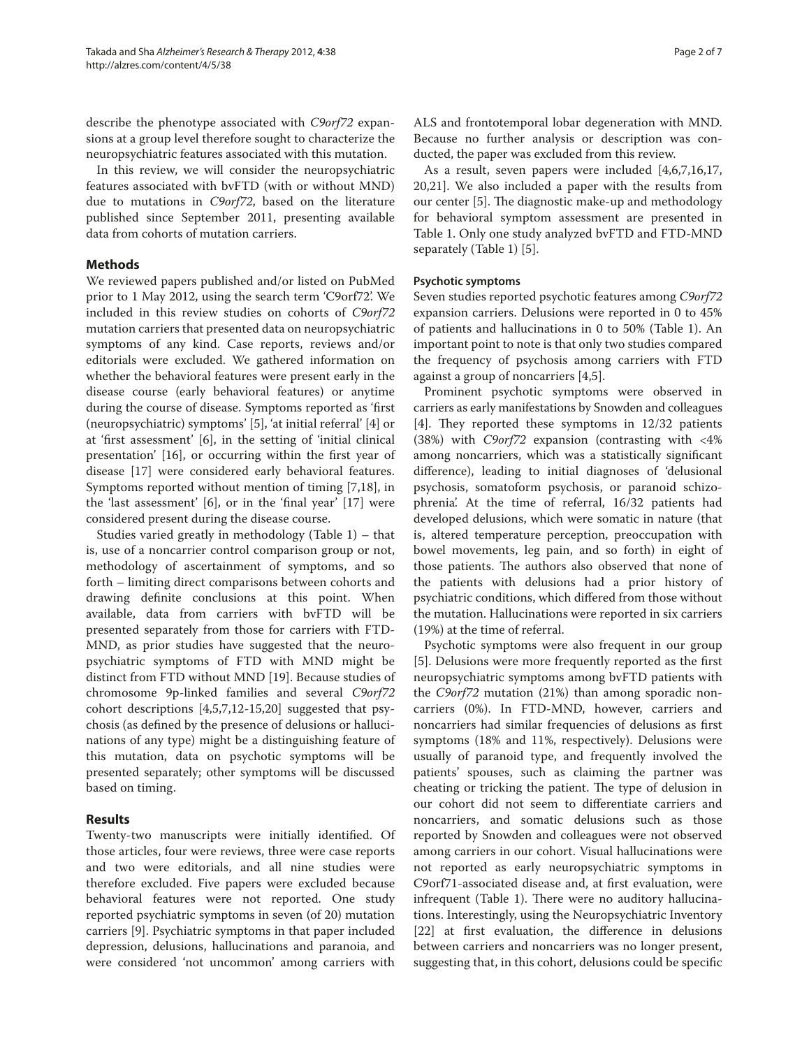describe the phenotype associated with *C9orf72* expansions at a group level therefore sought to characterize the neuropsychiatric features associated with this mutation.

In this review, we will consider the neuropsychiatric features associated with bvFTD (with or without MND) due to mutations in *C9orf72*, based on the literature published since September 2011, presenting available data from cohorts of mutation carriers.

## Methods

We reviewed papers published and/or listed on PubMed prior to 1 May 2012, using the search term 'C9orf72'. We included in this review studies on cohorts of *C9orf72* mutation carriers that presented data on neuropsychiatric symptoms of any kind. Case reports, reviews and/or editorials were excluded. We gathered information on whether the behavioral features were present early in the disease course (early behavioral features) or anytime during the course of disease. Symptoms reported as 'first (neuropsychiatric) symptoms' [5], 'at initial referral' [4] or at 'first assessment' [6], in the setting of 'initial clinical presentation' [16], or occurring within the first year of disease [17] were considered early behavioral features. Symptoms reported without mention of timing [7,18], in the 'last assessment' [6], or in the 'final year' [17] were considered present during the disease course.

Studies varied greatly in methodology (Table 1) – that is, use of a noncarrier control comparison group or not, methodology of ascertainment of symptoms, and so forth – limiting direct comparisons between cohorts and drawing definite conclusions at this point. When available, data from carriers with bvFTD will be presented separately from those for carriers with FTD-MND, as prior studies have suggested that the neuropsychiatric symptoms of FTD with MND might be distinct from FTD without MND [19]. Because studies of chromosome 9p-linked families and several *C9orf72* cohort descriptions [4,5,7,12-15,20] suggested that psychosis (as defined by the presence of delusions or hallucinations of any type) might be a distinguishing feature of this mutation, data on psychotic symptoms will be presented separately; other symptoms will be discussed based on timing.

## Results

Twenty-two manuscripts were initially identified. Of those articles, four were reviews, three were case reports and two were editorials, and all nine studies were therefore excluded. Five papers were excluded because behavioral features were not reported. One study reported psychiatric symptoms in seven (of 20) mutation carriers [9]. Psychiatric symptoms in that paper included depression, delusions, hallucinations and paranoia, and were considered 'not uncommon' among carriers with ALS and frontotemporal lobar degeneration with MND. Because no further analysis or description was conducted, the paper was excluded from this review.

As a result, seven papers were included [4,6,7,16,17,20,21]. We also included a paper with the results from our center [5]. The diagnostic make-up and methodology for behavioral symptom assessment are presented in Table 1. Only one study analyzed bvFTD and FTD-MND separately (Table 1) [5].

### Psychotic symptoms

Seven studies reported psychotic features among *C9orf72* expansion carriers. Delusions were reported in 0 to 45% of patients and hallucinations in 0 to 50% (Table 1). An important point to note is that only two studies compared the frequency of psychosis among carriers with FTD against a group of noncarriers [4,5].

Prominent psychotic symptoms were observed in carriers as early manifestations by Snowden and colleagues [4]. They reported these symptoms in 12/32 patients (38%) with *C9orf72* expansion (contrasting with <4% among noncarriers, which was a statistically significant difference), leading to initial diagnoses of 'delusional psychosis, somatoform psychosis, or paranoid schizophrenia'. At the time of referral, 16/32 patients had developed delusions, which were somatic in nature (that is, altered temperature perception, preoccupation with bowel movements, leg pain, and so forth) in eight of those patients. The authors also observed that none of the patients with delusions had a prior history of psychiatric conditions, which differed from those without the mutation. Hallucinations were reported in six carriers (19%) at the time of referral.

Psychotic symptoms were also frequent in our group [5]. Delusions were more frequently reported as the first neuropsychiatric symptoms among bvFTD patients with the *C9orf72* mutation (21%) than among sporadic noncarriers (0%). In FTD-MND, however, carriers and noncarriers had similar frequencies of delusions as first symptoms (18% and 11%, respectively). Delusions were usually of paranoid type, and frequently involved the patients' spouses, such as claiming the partner was cheating or tricking the patient. The type of delusion in our cohort did not seem to differentiate carriers and noncarriers, and somatic delusions such as those reported by Snowden and colleagues were not observed among carriers in our cohort. Visual hallucinations were not reported as early neuropsychiatric symptoms in C9orf71-associated disease and, at first evaluation, were infrequent (Table 1). There were no auditory hallucinations. Interestingly, using the Neuropsychiatric Inventory [22] at first evaluation, the difference in delusions between carriers and noncarriers was no longer present, suggesting that, in this cohort, delusions could be specific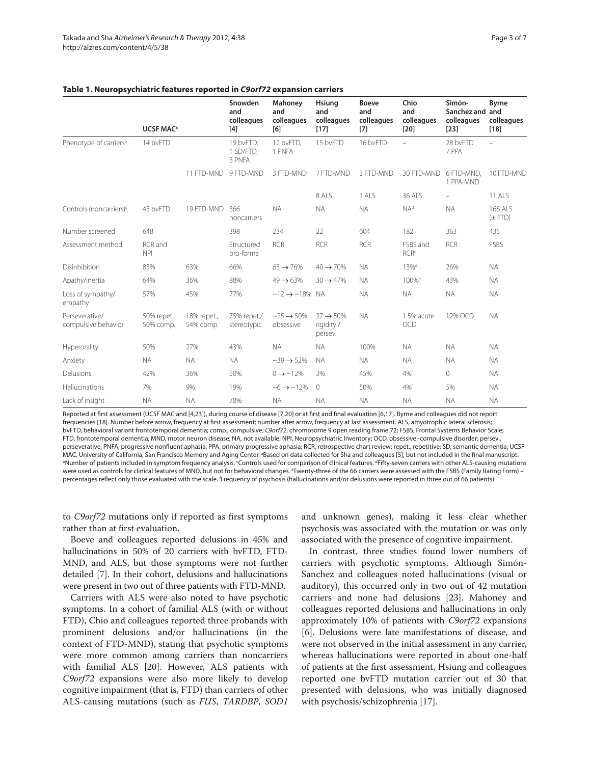**Table 1. Neuropsychiatric features reported in *C9orf72* expansion carriers**

| | UCSF MAC[a] | | Snowden and colleagues [4] | Mahoney and colleagues [6] | Hsiung and colleagues [17] | Boeve and colleagues [7] | Chio and colleagues [20] | Simón-Sanchez and colleagues [23] | Byrne and colleagues [18] |
|---|---|---|---|---|---|---|---|---|---|
| Phenotype of carriers[b] | 14 bvFTD | | 19 bvFTD, 1 SD/FTD, 3 PNFA | 12 bvFTD, 1 PNFA | 15 bvFTD | 16 bvFTD | – | 28 bvFTD 7 PPA | – |
| | | 11 FTD-MND | 9 FTD-MND | 3 FTD-MND | 7 FTD-MND | 3 FTD-MND | 30 FTD-MND | 6 FTD-MND, 1 PPA-MND | 10 FTD-MND |
| | | | | | 8 ALS | 1 ALS | 36 ALS | – | 11 ALS |
| Controls (noncarriers)[c] | 45 bvFTD | 19 FTD-MND | 366 noncarriers | NA | NA | NA | NA[d] | NA | 166 ALS (± FTD) |
| Number screened | 648 | | 398 | 234 | 22 | 604 | 182 | 363 | 435 |
| Assessment method | RCR and NPI | | Structured pro-forma | RCR | RCR | RCR | FSBS and RCR[e] | RCR | FSBS |
| Disinhibition | 85% | 63% | 66% | 63 → 76% | 40 → 70% | NA | 13%[e] | 26% | NA |
| Apathy/inertia | 64% | 36% | 88% | 49 → 63% | 30 → 47% | NA | 100%[e] | 43% | NA |
| Loss of sympathy/ empathy | 57% | 45% | 77% | ~12 → ~18% | NA | NA | NA | NA | NA |
| Perseverative/ compulsive behavior | 50% repet., 50% comp. | 18% repet., 54% comp. | 75% repet./ stereotypic | ~25 → 50% obsessive | 27 → 50% rigidity / persev. | NA | 1.5% acute OCD | 12% OCD | NA |
| Hyperorality | 50% | 27% | 43% | NA | NA | 100% | NA | NA | NA |
| Anxiety | NA | NA | NA | ~39 → 52% | NA | NA | NA | NA | NA |
| Delusions | 42% | 36% | 50% | 0 → ~12% | 3% | 45% | 4%[f] | 0 | NA |
| Hallucinations | 7% | 9% | 19% | ~6 → ~12% | 0 | 50% | 4%[f] | 5% | NA |
| Lack of insight | NA | NA | 78% | NA | NA | NA | NA | NA | NA |

Reported at first assessment (UCSF MAC and [4,23]), during course of disease [7,20] or at first and final evaluation [6,17]. Byrne and colleagues did not report frequencies [18]. Number before arrow, frequency at first assessment; number after arrow, frequency at last assessment. ALS, amyotrophic lateral sclerosis; bvFTD, behavioral variant frontotemporal dementia; comp., compulsive; *C9orf72*, chromosome 9 open reading frame 72; FSBS, Frontal Systems Behavior Scale; FTD, frontotemporal dementia; MND, motor neuron disease; NA, not available; NPI, Neuropsychiatric Inventory; OCD, obsessive–compulsive disorder; persev., perseverative; PNFA, progressive nonfluent aphasia; PPA, primary progressive aphasia; RCR, retrospective chart review; repet., repetitive; SD, semantic dementia; UCSF MAC, University of California, San Francisco Memory and Aging Center. [a]Based on data collected for Sha and colleagues [5], but not included in the final manuscript. [b]Number of patients included in symptom frequency analysis. [c]Controls used for comparison of clinical features. [d]Fifty-seven carriers with other ALS-causing mutations were used as controls for clinical features of MND, but not for behavioral changes. [e]Twenty-three of the 66 carriers were assessed with the FSBS (Family Rating Form) – percentages reflect only those evaluated with the scale. [f]Frequency of psychosis (hallucinations and/or delusions were reported in three out of 66 patients).

to *C9orf72* mutations only if reported as first symptoms rather than at first evaluation.

Boeve and colleagues reported delusions in 45% and hallucinations in 50% of 20 carriers with bvFTD, FTD-MND, and ALS, but those symptoms were not further detailed [7]. In their cohort, delusions and hallucinations were present in two out of three patients with FTD-MND.

Carriers with ALS were also noted to have psychotic symptoms. In a cohort of familial ALS (with or without FTD), Chio and colleagues reported three probands with prominent delusions and/or hallucinations (in the context of FTD-MND), stating that psychotic symptoms were more common among carriers than noncarriers with familial ALS [20]. However, ALS patients with *C9orf72* expansions were also more likely to develop cognitive impairment (that is, FTD) than carriers of other ALS-causing mutations (such as *FUS*, *TARDBP*, *SOD1* and unknown genes), making it less clear whether psychosis was associated with the mutation or was only associated with the presence of cognitive impairment.

In contrast, three studies found lower numbers of carriers with psychotic symptoms. Although Simón-Sanchez and colleagues noted hallucinations (visual or auditory), this occurred only in two out of 42 mutation carriers and none had delusions [23]. Mahoney and colleagues reported delusions and hallucinations in only approximately 10% of patients with *C9orf72* expansions [6]. Delusions were late manifestations of disease, and were not observed in the initial assessment in any carrier, whereas hallucinations were reported in about one-half of patients at the first assessment. Hsiung and colleagues reported one bvFTD mutation carrier out of 30 that presented with delusions, who was initially diagnosed with psychosis/schizophrenia [17].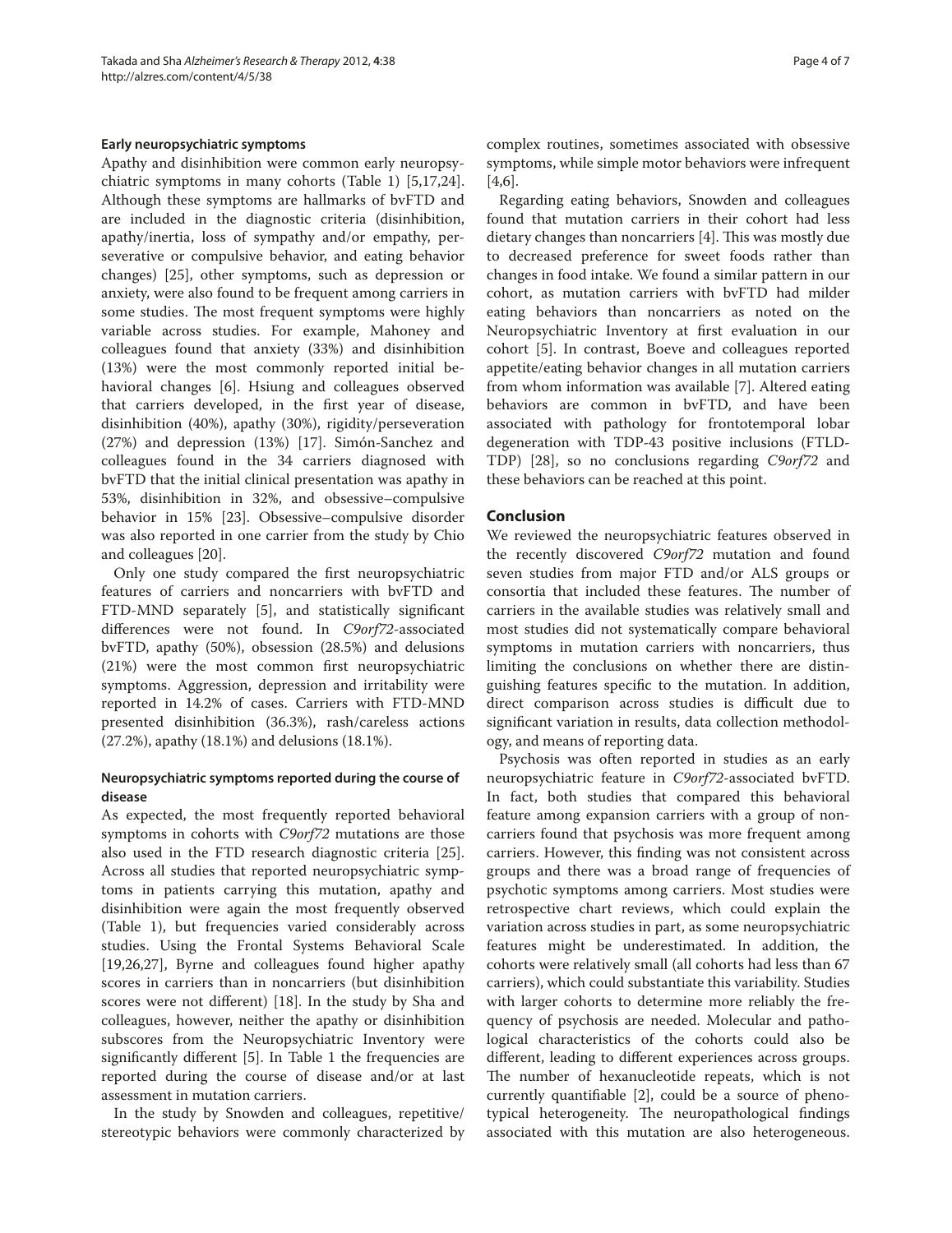### Early neuropsychiatric symptoms

Apathy and disinhibition were common early neuropsychiatric symptoms in many cohorts (Table 1) [5,17,24]. Although these symptoms are hallmarks of bvFTD and are included in the diagnostic criteria (disinhibition, apathy/inertia, loss of sympathy and/or empathy, perseverative or compulsive behavior, and eating behavior changes) [25], other symptoms, such as depression or anxiety, were also found to be frequent among carriers in some studies. The most frequent symptoms were highly variable across studies. For example, Mahoney and colleagues found that anxiety (33%) and disinhibition (13%) were the most commonly reported initial behavioral changes [6]. Hsiung and colleagues observed that carriers developed, in the first year of disease, disinhibition (40%), apathy (30%), rigidity/perseveration (27%) and depression (13%) [17]. Simón-Sanchez and colleagues found in the 34 carriers diagnosed with bvFTD that the initial clinical presentation was apathy in 53%, disinhibition in 32%, and obsessive–compulsive behavior in 15% [23]. Obsessive–compulsive disorder was also reported in one carrier from the study by Chio and colleagues [20].

Only one study compared the first neuropsychiatric features of carriers and noncarriers with bvFTD and FTD-MND separately [5], and statistically significant differences were not found. In *C9orf72*-associated bvFTD, apathy (50%), obsession (28.5%) and delusions (21%) were the most common first neuropsychiatric symptoms. Aggression, depression and irritability were reported in 14.2% of cases. Carriers with FTD-MND presented disinhibition (36.3%), rash/careless actions (27.2%), apathy (18.1%) and delusions (18.1%).

### Neuropsychiatric symptoms reported during the course of disease

As expected, the most frequently reported behavioral symptoms in cohorts with *C9orf72* mutations are those also used in the FTD research diagnostic criteria [25]. Across all studies that reported neuropsychiatric symptoms in patients carrying this mutation, apathy and disinhibition were again the most frequently observed (Table 1), but frequencies varied considerably across studies. Using the Frontal Systems Behavioral Scale [19,26,27], Byrne and colleagues found higher apathy scores in carriers than in noncarriers (but disinhibition scores were not different) [18]. In the study by Sha and colleagues, however, neither the apathy or disinhibition subscores from the Neuropsychiatric Inventory were significantly different [5]. In Table 1 the frequencies are reported during the course of disease and/or at last assessment in mutation carriers.

In the study by Snowden and colleagues, repetitive/stereotypic behaviors were commonly characterized by complex routines, sometimes associated with obsessive symptoms, while simple motor behaviors were infrequent [4,6].

Regarding eating behaviors, Snowden and colleagues found that mutation carriers in their cohort had less dietary changes than noncarriers [4]. This was mostly due to decreased preference for sweet foods rather than changes in food intake. We found a similar pattern in our cohort, as mutation carriers with bvFTD had milder eating behaviors than noncarriers as noted on the Neuropsychiatric Inventory at first evaluation in our cohort [5]. In contrast, Boeve and colleagues reported appetite/eating behavior changes in all mutation carriers from whom information was available [7]. Altered eating behaviors are common in bvFTD, and have been associated with pathology for frontotemporal lobar degeneration with TDP-43 positive inclusions (FTLD-TDP) [28], so no conclusions regarding *C9orf72* and these behaviors can be reached at this point.

## Conclusion

We reviewed the neuropsychiatric features observed in the recently discovered *C9orf72* mutation and found seven studies from major FTD and/or ALS groups or consortia that included these features. The number of carriers in the available studies was relatively small and most studies did not systematically compare behavioral symptoms in mutation carriers with noncarriers, thus limiting the conclusions on whether there are distinguishing features specific to the mutation. In addition, direct comparison across studies is difficult due to significant variation in results, data collection methodology, and means of reporting data.

Psychosis was often reported in studies as an early neuropsychiatric feature in *C9orf72*-associated bvFTD. In fact, both studies that compared this behavioral feature among expansion carriers with a group of noncarriers found that psychosis was more frequent among carriers. However, this finding was not consistent across groups and there was a broad range of frequencies of psychotic symptoms among carriers. Most studies were retrospective chart reviews, which could explain the variation across studies in part, as some neuropsychiatric features might be underestimated. In addition, the cohorts were relatively small (all cohorts had less than 67 carriers), which could substantiate this variability. Studies with larger cohorts to determine more reliably the frequency of psychosis are needed. Molecular and pathological characteristics of the cohorts could also be different, leading to different experiences across groups. The number of hexanucleotide repeats, which is not currently quantifiable [2], could be a source of phenotypical heterogeneity. The neuropathological findings associated with this mutation are also heterogeneous.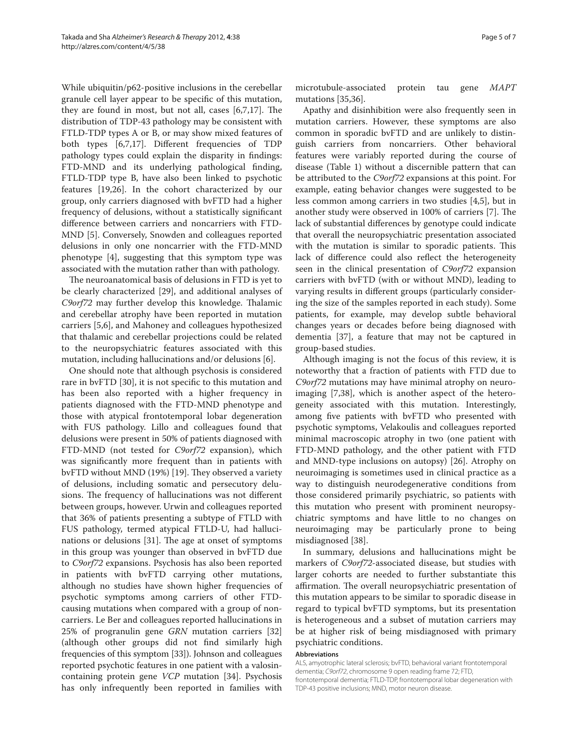While ubiquitin/p62-positive inclusions in the cerebellar granule cell layer appear to be specific of this mutation, they are found in most, but not all, cases [6,7,17]. The distribution of TDP-43 pathology may be consistent with FTLD-TDP types A or B, or may show mixed features of both types [6,7,17]. Different frequencies of TDP pathology types could explain the disparity in findings: FTD-MND and its underlying pathological finding, FTLD-TDP type B, have also been linked to psychotic features [19,26]. In the cohort characterized by our group, only carriers diagnosed with bvFTD had a higher frequency of delusions, without a statistically significant difference between carriers and noncarriers with FTD-MND [5]. Conversely, Snowden and colleagues reported delusions in only one noncarrier with the FTD-MND phenotype [4], suggesting that this symptom type was associated with the mutation rather than with pathology.

The neuroanatomical basis of delusions in FTD is yet to be clearly characterized [29], and additional analyses of *C9orf72* may further develop this knowledge. Thalamic and cerebellar atrophy have been reported in mutation carriers [5,6], and Mahoney and colleagues hypothesized that thalamic and cerebellar projections could be related to the neuropsychiatric features associated with this mutation, including hallucinations and/or delusions [6].

One should note that although psychosis is considered rare in bvFTD [30], it is not specific to this mutation and has been also reported with a higher frequency in patients diagnosed with the FTD-MND phenotype and those with atypical frontotemporal lobar degeneration with FUS pathology. Lillo and colleagues found that delusions were present in 50% of patients diagnosed with FTD-MND (not tested for *C9orf72* expansion), which was significantly more frequent than in patients with bvFTD without MND (19%) [19]. They observed a variety of delusions, including somatic and persecutory delusions. The frequency of hallucinations was not different between groups, however. Urwin and colleagues reported that 36% of patients presenting a subtype of FTLD with FUS pathology, termed atypical FTLD-U, had hallucinations or delusions [31]. The age at onset of symptoms in this group was younger than observed in bvFTD due to *C9orf72* expansions. Psychosis has also been reported in patients with bvFTD carrying other mutations, although no studies have shown higher frequencies of psychotic symptoms among carriers of other FTD-causing mutations when compared with a group of noncarriers. Le Ber and colleagues reported hallucinations in 25% of progranulin gene *GRN* mutation carriers [32] (although other groups did not find similarly high frequencies of this symptom [33]). Johnson and colleagues reported psychotic features in one patient with a valosin-containing protein gene *VCP* mutation [34]. Psychosis has only infrequently been reported in families with microtubule-associated protein tau gene *MAPT* mutations [35,36].

Apathy and disinhibition were also frequently seen in mutation carriers. However, these symptoms are also common in sporadic bvFTD and are unlikely to distinguish carriers from noncarriers. Other behavioral features were variably reported during the course of disease (Table 1) without a discernible pattern that can be attributed to the *C9orf72* expansions at this point. For example, eating behavior changes were suggested to be less common among carriers in two studies [4,5], but in another study were observed in 100% of carriers [7]. The lack of substantial differences by genotype could indicate that overall the neuropsychiatric presentation associated with the mutation is similar to sporadic patients. This lack of difference could also reflect the heterogeneity seen in the clinical presentation of *C9orf72* expansion carriers with bvFTD (with or without MND), leading to varying results in different groups (particularly considering the size of the samples reported in each study). Some patients, for example, may develop subtle behavioral changes years or decades before being diagnosed with dementia [37], a feature that may not be captured in group-based studies.

Although imaging is not the focus of this review, it is noteworthy that a fraction of patients with FTD due to *C9orf72* mutations may have minimal atrophy on neuroimaging [7,38], which is another aspect of the heterogeneity associated with this mutation. Interestingly, among five patients with bvFTD who presented with psychotic symptoms, Velakoulis and colleagues reported minimal macroscopic atrophy in two (one patient with FTD-MND pathology, and the other patient with FTD and MND-type inclusions on autopsy) [26]. Atrophy on neuroimaging is sometimes used in clinical practice as a way to distinguish neurodegenerative conditions from those considered primarily psychiatric, so patients with this mutation who present with prominent neuropsychiatric symptoms and have little to no changes on neuroimaging may be particularly prone to being misdiagnosed [38].

In summary, delusions and hallucinations might be markers of *C9orf72*-associated disease, but studies with larger cohorts are needed to further substantiate this affirmation. The overall neuropsychiatric presentation of this mutation appears to be similar to sporadic disease in regard to typical bvFTD symptoms, but its presentation is heterogeneous and a subset of mutation carriers may be at higher risk of being misdiagnosed with primary psychiatric conditions.

#### Abbreviations

ALS, amyotrophic lateral sclerosis; bvFTD, behavioral variant frontotemporal dementia; *C9orf72*, chromosome 9 open reading frame 72; FTD, frontotemporal dementia; FTLD-TDP, frontotemporal lobar degeneration with TDP-43 positive inclusions; MND, motor neuron disease.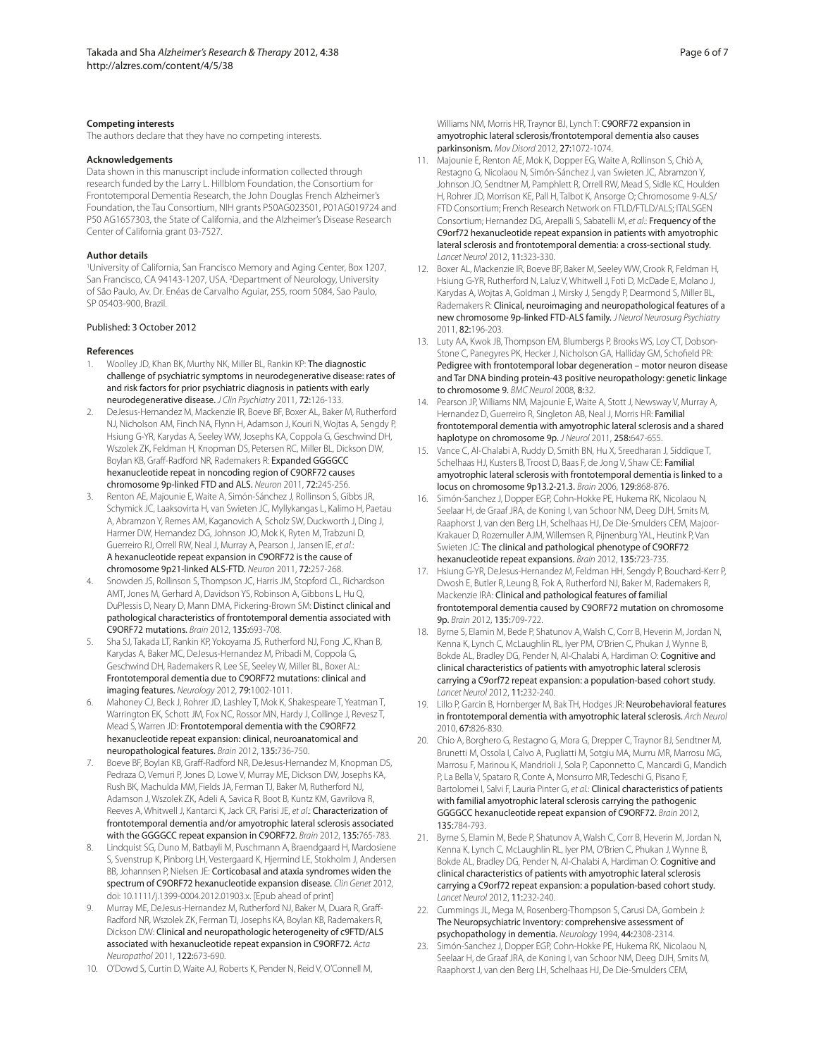**Competing interests**

The authors declare that they have no competing interests.

**Acknowledgements**

Data shown in this manuscript include information collected through research funded by the Larry L. Hillblom Foundation, the Consortium for Frontotemporal Dementia Research, the John Douglas French Alzheimer's Foundation, the Tau Consortium, NIH grants P50AG023501, P01AG019724 and P50 AG1657303, the State of California, and the Alzheimer's Disease Research Center of California grant 03-7527.

**Author details**

[1]University of California, San Francisco Memory and Aging Center, Box 1207, San Francisco, CA 94143-1207, USA. [2]Department of Neurology, University of São Paulo, Av. Dr. Enéas de Carvalho Aguiar, 255, room 5084, Sao Paulo, SP 05403-900, Brazil.

Published: 3 October 2012

**References**

1. Woolley JD, Khan BK, Murthy NK, Miller BL, Rankin KP: The diagnostic challenge of psychiatric symptoms in neurodegenerative disease: rates of and risk factors for prior psychiatric diagnosis in patients with early neurodegenerative disease. *J Clin Psychiatry* 2011, **72:**126-133.
2. DeJesus-Hernandez M, Mackenzie IR, Boeve BF, Boxer AL, Baker M, Rutherford NJ, Nicholson AM, Finch NA, Flynn H, Adamson J, Kouri N, Wojtas A, Sengdy P, Hsiung G-YR, Karydas A, Seeley WW, Josephs KA, Coppola G, Geschwind DH, Wszolek ZK, Feldman H, Knopman DS, Petersen RC, Miller BL, Dickson DW, Boylan KB, Graff-Radford NR, Rademakers R: Expanded GGGGCC hexanucleotide repeat in noncoding region of C9ORF72 causes chromosome 9p-linked FTD and ALS. *Neuron* 2011, **72:**245-256.
3. Renton AE, Majounie E, Waite A, Simón-Sánchez J, Rollinson S, Gibbs JR, Schymick JC, Laaksovirta H, van Swieten JC, Myllykangas L, Kalimo H, Paetau A, Abramzon Y, Remes AM, Kaganovich A, Scholz SW, Duckworth J, Ding J, Harmer DW, Hernandez DG, Johnson JO, Mok K, Ryten M, Trabzuni D, Guerreiro RJ, Orrell RW, Neal J, Murray A, Pearson J, Jansen IE, *et al.*: A hexanucleotide repeat expansion in C9ORF72 is the cause of chromosome 9p21-linked ALS-FTD. *Neuron* 2011, **72:**257-268.
4. Snowden JS, Rollinson S, Thompson JC, Harris JM, Stopford CL, Richardson AMT, Jones M, Gerhard A, Davidson YS, Robinson A, Gibbons L, Hu Q, DuPlessis D, Neary D, Mann DMA, Pickering-Brown SM: Distinct clinical and pathological characteristics of frontotemporal dementia associated with C9ORF72 mutations. *Brain* 2012, **135:**693-708.
5. Sha SJ, Takada LT, Rankin KP, Yokoyama JS, Rutherford NJ, Fong JC, Khan B, Karydas A, Baker MC, DeJesus-Hernandez M, Pribadi M, Coppola G, Geschwind DH, Rademakers R, Lee SE, Seeley W, Miller BL, Boxer AL: Frontotemporal dementia due to C9ORF72 mutations: clinical and imaging features. *Neurology* 2012, **79:**1002-1011.
6. Mahoney CJ, Beck J, Rohrer JD, Lashley T, Mok K, Shakespeare T, Yeatman T, Warrington EK, Schott JM, Fox NC, Rossor MN, Hardy J, Collinge J, Revesz T, Mead S, Warren JD: Frontotemporal dementia with the C9ORF72 hexanucleotide repeat expansion: clinical, neuroanatomical and neuropathological features. *Brain* 2012, **135:**736-750.
7. Boeve BF, Boylan KB, Graff-Radford NR, DeJesus-Hernandez M, Knopman DS, Pedraza O, Vemuri P, Jones D, Lowe V, Murray ME, Dickson DW, Josephs KA, Rush BK, Machulda MM, Fields JA, Ferman TJ, Baker M, Rutherford NJ, Adamson J, Wszolek ZK, Adeli A, Savica R, Boot B, Kuntz KM, Gavrilova R, Reeves A, Whitwell J, Kantarci K, Jack CR, Parisi JE, *et al.*: Characterization of frontotemporal dementia and/or amyotrophic lateral sclerosis associated with the GGGGCC repeat expansion in C9ORF72. *Brain* 2012, **135:**765-783.
8. Lindquist SG, Duno M, Batbayli M, Puschmann A, Braendgaard H, Mardosiene S, Svenstrup K, Pinborg LH, Vestergaard K, Hjermind LE, Stokholm J, Andersen BB, Johannsen P, Nielsen JE: Corticobasal and ataxia syndromes widen the spectrum of C9ORF72 hexanucleotide expansion disease. *Clin Genet* 2012, doi: 10.1111/j.1399-0004.2012.01903.x. [Epub ahead of print]
9. Murray ME, DeJesus-Hernandez M, Rutherford NJ, Baker M, Duara R, Graff-Radford NR, Wszolek ZK, Ferman TJ, Josephs KA, Boylan KB, Rademakers R, Dickson DW: Clinical and neuropathologic heterogeneity of c9FTD/ALS associated with hexanucleotide repeat expansion in C9ORF72. *Acta Neuropathol* 2011, **122:**673-690.
10. O'Dowd S, Curtin D, Waite AJ, Roberts K, Pender N, Reid V, O'Connell M, Williams NM, Morris HR, Traynor BJ, Lynch T: C9ORF72 expansion in amyotrophic lateral sclerosis/frontotemporal dementia also causes parkinsonism. *Mov Disord* 2012, **27:**1072-1074.
11. Majounie E, Renton AE, Mok K, Dopper EG, Waite A, Rollinson S, Chiò A, Restagno G, Nicolaou N, Simón-Sánchez J, van Swieten JC, Abramzon Y, Johnson JO, Sendtner M, Pamphlett R, Orrell RW, Mead S, Sidle KC, Houlden H, Rohrer JD, Morrison KE, Pall H, Talbot K, Ansorge O; Chromosome 9-ALS/FTD Consortium; French Research Network on FTLD/FTLD/ALS; ITALSGEN Consortium; Hernandez DG, Arepalli S, Sabatelli M, *et al.*: Frequency of the C9orf72 hexanucleotide repeat expansion in patients with amyotrophic lateral sclerosis and frontotemporal dementia: a cross-sectional study. *Lancet Neurol* 2012, **11:**323-330.
12. Boxer AL, Mackenzie IR, Boeve BF, Baker M, Seeley WW, Crook R, Feldman H, Hsiung G-YR, Rutherford N, Laluz V, Whitwell J, Foti D, McDade E, Molano J, Karydas A, Wojtas A, Goldman J, Mirsky J, Sengdy P, Dearmond S, Miller BL, Rademakers R: Clinical, neuroimaging and neuropathological features of a new chromosome 9p-linked FTD-ALS family. *J Neurol Neurosurg Psychiatry* 2011, **82:**196-203.
13. Luty AA, Kwok JB, Thompson EM, Blumbergs P, Brooks WS, Loy CT, Dobson-Stone C, Panegyres PK, Hecker J, Nicholson GA, Halliday GM, Schofield PR: Pedigree with frontotemporal lobar degeneration – motor neuron disease and Tar DNA binding protein-43 positive neuropathology: genetic linkage to chromosome 9. *BMC Neurol* 2008, **8:**32.
14. Pearson JP, Williams NM, Majounie E, Waite A, Stott J, Newsway V, Murray A, Hernandez D, Guerreiro R, Singleton AB, Neal J, Morris HR: Familial frontotemporal dementia with amyotrophic lateral sclerosis and a shared haplotype on chromosome 9p. *J Neurol* 2011, **258:**647-655.
15. Vance C, Al-Chalabi A, Ruddy D, Smith BN, Hu X, Sreedharan J, Siddique T, Schelhaas HJ, Kusters B, Troost D, Baas F, de Jong V, Shaw CE: Familial amyotrophic lateral sclerosis with frontotemporal dementia is linked to a locus on chromosome 9p13.2-21.3. *Brain* 2006, **129:**868-876.
16. Simón-Sanchez J, Dopper EGP, Cohn-Hokke PE, Hukema RK, Nicolaou N, Seelaar H, de Graaf JRA, de Koning I, van Schoor NM, Deeg DJH, Smits M, Raaphorst J, van den Berg LH, Schelhaas HJ, De Die-Smulders CEM, Majoor-Krakauer D, Rozemuller AJM, Willemsen R, Pijnenburg YAL, Heutink P, Van Swieten JC: The clinical and pathological phenotype of C9ORF72 hexanucleotide repeat expansions. *Brain* 2012, **135:**723-735.
17. Hsiung G-YR, DeJesus-Hernandez M, Feldman HH, Sengdy P, Bouchard-Kerr P, Dwosh E, Butler R, Leung B, Fok A, Rutherford NJ, Baker M, Rademakers R, Mackenzie IRA: Clinical and pathological features of familial frontotemporal dementia caused by C9ORF72 mutation on chromosome 9p. *Brain* 2012, **135:**709-722.
18. Byrne S, Elamin M, Bede P, Shatunov A, Walsh C, Corr B, Heverin M, Jordan N, Kenna K, Lynch C, McLaughlin RL, Iyer PM, O'Brien C, Phukan J, Wynne B, Bokde AL, Bradley DG, Pender N, Al-Chalabi A, Hardiman O: Cognitive and clinical characteristics of patients with amyotrophic lateral sclerosis carrying a C9orf72 repeat expansion: a population-based cohort study. *Lancet Neurol* 2012, **11:**232-240.
19. Lillo P, Garcin B, Hornberger M, Bak TH, Hodges JR: Neurobehavioral features in frontotemporal dementia with amyotrophic lateral sclerosis. *Arch Neurol* 2010, **67:**826-830.
20. Chio A, Borghero G, Restagno G, Mora G, Drepper C, Traynor BJ, Sendtner M, Brunetti M, Ossola I, Calvo A, Pugliatti M, Sotgiu MA, Murru MR, Marrosu MG, Marrosu F, Marinou K, Mandrioli J, Sola P, Caponnetto C, Mancardi G, Mandich P, La Bella V, Spataro R, Conte A, Monsurro MR, Tedeschi G, Pisano F, Bartolomei I, Salvi F, Lauria Pinter G, *et al.*: Clinical characteristics of patients with familial amyotrophic lateral sclerosis carrying the pathogenic GGGGCC hexanucleotide repeat expansion of C9ORF72. *Brain* 2012, **135:**784-793.
21. Byrne S, Elamin M, Bede P, Shatunov A, Walsh C, Corr B, Heverin M, Jordan N, Kenna K, Lynch C, McLaughlin RL, Iyer PM, O'Brien C, Phukan J, Wynne B, Bokde AL, Bradley DG, Pender N, Al-Chalabi A, Hardiman O: Cognitive and clinical characteristics of patients with amyotrophic lateral sclerosis carrying a C9orf72 repeat expansion: a population-based cohort study. *Lancet Neurol* 2012, **11:**232-240.
22. Cummings JL, Mega M, Rosenberg-Thompson S, Carusi DA, Gombein J: The Neuropsychiatric Inventory: comprehensive assessment of psychopathology in dementia. *Neurology* 1994, **44:**2308-2314.
23. Simón-Sanchez J, Dopper EGP, Cohn-Hokke PE, Hukema RK, Nicolaou N, Seelaar H, de Graaf JRA, de Koning I, van Schoor NM, Deeg DJH, Smits M, Raaphorst J, van den Berg LH, Schelhaas HJ, De Die-Smulders CEM,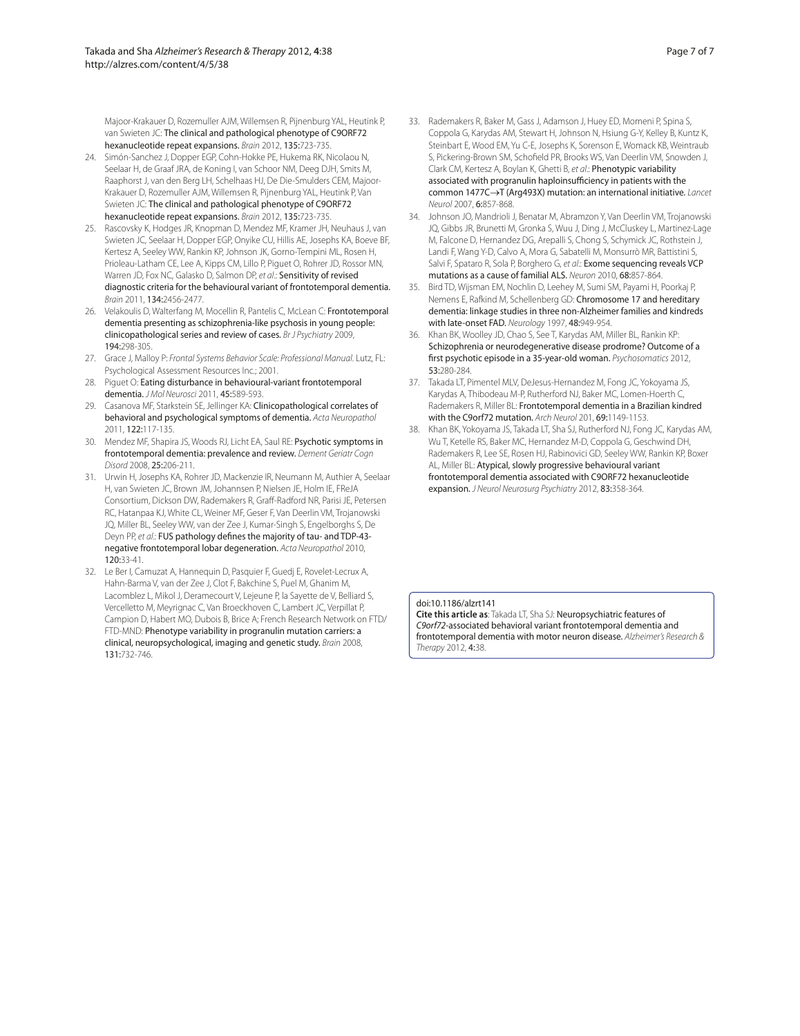Majoor-Krakauer D, Rozemuller AJM, Willemsen R, Pijnenburg YAL, Heutink P, van Swieten JC: The clinical and pathological phenotype of C9ORF72 hexanucleotide repeat expansions. *Brain* 2012, **135:**723-735.

24. Simón-Sanchez J, Dopper EGP, Cohn-Hokke PE, Hukema RK, Nicolaou N, Seelaar H, de Graaf JRA, de Koning I, van Schoor NM, Deeg DJH, Smits M, Raaphorst J, van den Berg LH, Schelhaas HJ, De Die-Smulders CEM, Majoor-Krakauer D, Rozemuller AJM, Willemsen R, Pijnenburg YAL, Heutink P, Van Swieten JC: The clinical and pathological phenotype of C9ORF72 hexanucleotide repeat expansions. *Brain* 2012, **135:**723-735.
25. Rascovsky K, Hodges JR, Knopman D, Mendez MF, Kramer JH, Neuhaus J, van Swieten JC, Seelaar H, Dopper EGP, Onyike CU, Hillis AE, Josephs KA, Boeve BF, Kertesz A, Seeley WW, Rankin KP, Johnson JK, Gorno-Tempini ML, Rosen H, Prioleau-Latham CE, Lee A, Kipps CM, Lillo P, Piguet O, Rohrer JD, Rossor MN, Warren JD, Fox NC, Galasko D, Salmon DP, *et al.*: Sensitivity of revised diagnostic criteria for the behavioural variant of frontotemporal dementia. *Brain* 2011, **134:**2456-2477.
26. Velakoulis D, Walterfang M, Mocellin R, Pantelis C, McLean C: Frontotemporal dementia presenting as schizophrenia-like psychosis in young people: clinicopathological series and review of cases. *Br J Psychiatry* 2009, **194:**298-305.
27. Grace J, Malloy P: *Frontal Systems Behavior Scale: Professional Manual*. Lutz, FL: Psychological Assessment Resources Inc.; 2001.
28. Piguet O: Eating disturbance in behavioural-variant frontotemporal dementia. *J Mol Neurosci* 2011, **45:**589-593.
29. Casanova MF, Starkstein SE, Jellinger KA: Clinicopathological correlates of behavioral and psychological symptoms of dementia. *Acta Neuropathol* 2011, **122:**117-135.
30. Mendez MF, Shapira JS, Woods RJ, Licht EA, Saul RE: Psychotic symptoms in frontotemporal dementia: prevalence and review. *Dement Geriatr Cogn Disord* 2008, **25:**206-211.
31. Urwin H, Josephs KA, Rohrer JD, Mackenzie IR, Neumann M, Authier A, Seelaar H, van Swieten JC, Brown JM, Johannsen P, Nielsen JE, Holm IE, FReJA Consortium, Dickson DW, Rademakers R, Graff-Radford NR, Parisi JE, Petersen RC, Hatanpaa KJ, White CL, Weiner MF, Geser F, Van Deerlin VM, Trojanowski JQ, Miller BL, Seeley WW, van der Zee J, Kumar-Singh S, Engelborghs S, De Deyn PP, *et al.*: FUS pathology defines the majority of tau- and TDP-43-negative frontotemporal lobar degeneration. *Acta Neuropathol* 2010, **120:**33-41.
32. Le Ber I, Camuzat A, Hannequin D, Pasquier F, Guedj E, Rovelet-Lecrux A, Hahn-Barma V, van der Zee J, Clot F, Bakchine S, Puel M, Ghanim M, Lacomblez L, Mikol J, Deramecourt V, Lejeune P, la Sayette de V, Belliard S, Vercelletto M, Meyrignac C, Van Broeckhoven C, Lambert JC, Verpillat P, Campion D, Habert MO, Dubois B, Brice A; French Research Network on FTD/FTD-MND: Phenotype variability in progranulin mutation carriers: a clinical, neuropsychological, imaging and genetic study. *Brain* 2008, **131:**732-746.
33. Rademakers R, Baker M, Gass J, Adamson J, Huey ED, Momeni P, Spina S, Coppola G, Karydas AM, Stewart H, Johnson N, Hsiung G-Y, Kelley B, Kuntz K, Steinbart E, Wood EM, Yu C-E, Josephs K, Sorenson E, Womack KB, Weintraub S, Pickering-Brown SM, Schofield PR, Brooks WS, Van Deerlin VM, Snowden J, Clark CM, Kertesz A, Boylan K, Ghetti B, *et al.*: Phenotypic variability associated with progranulin haploinsufficiency in patients with the common 1477C→T (Arg493X) mutation: an international initiative. *Lancet Neurol* 2007, **6:**857-868.
34. Johnson JO, Mandrioli J, Benatar M, Abramzon Y, Van Deerlin VM, Trojanowski JQ, Gibbs JR, Brunetti M, Gronka S, Wuu J, Ding J, McCluskey L, Martinez-Lage M, Falcone D, Hernandez DG, Arepalli S, Chong S, Schymick JC, Rothstein J, Landi F, Wang Y-D, Calvo A, Mora G, Sabatelli M, Monsurrò MR, Battistini S, Salvi F, Spataro R, Sola P, Borghero G, *et al.*: Exome sequencing reveals VCP mutations as a cause of familial ALS. *Neuron* 2010, **68:**857-864.
35. Bird TD, Wijsman EM, Nochlin D, Leehey M, Sumi SM, Payami H, Poorkaj P, Nemens E, Rafkind M, Schellenberg GD: Chromosome 17 and hereditary dementia: linkage studies in three non-Alzheimer families and kindreds with late-onset FAD. *Neurology* 1997, **48:**949-954.
36. Khan BK, Woolley JD, Chao S, See T, Karydas AM, Miller BL, Rankin KP: Schizophrenia or neurodegenerative disease prodrome? Outcome of a first psychotic episode in a 35-year-old woman. *Psychosomatics* 2012, **53:**280-284.
37. Takada LT, Pimentel MLV, DeJesus-Hernandez M, Fong JC, Yokoyama JS, Karydas A, Thibodeau M-P, Rutherford NJ, Baker MC, Lomen-Hoerth C, Rademakers R, Miller BL: Frontotemporal dementia in a Brazilian kindred with the C9orf72 mutation. *Arch Neurol* 201, **69:**1149-1153.
38. Khan BK, Yokoyama JS, Takada LT, Sha SJ, Rutherford NJ, Fong JC, Karydas AM, Wu T, Ketelle RS, Baker MC, Hernandez M-D, Coppola G, Geschwind DH, Rademakers R, Lee SE, Rosen HJ, Rabinovici GD, Seeley WW, Rankin KP, Boxer AL, Miller BL: Atypical, slowly progressive behavioural variant frontotemporal dementia associated with C9ORF72 hexanucleotide expansion. *J Neurol Neurosurg Psychiatry* 2012, **83:**358-364.

doi:10.1186/alzrt141
**Cite this article as**: Takada LT, Sha SJ: Neuropsychiatric features of *C9orf72*-associated behavioral variant frontotemporal dementia and frontotemporal dementia with motor neuron disease. *Alzheimer's Research & Therapy* 2012, **4:**38.